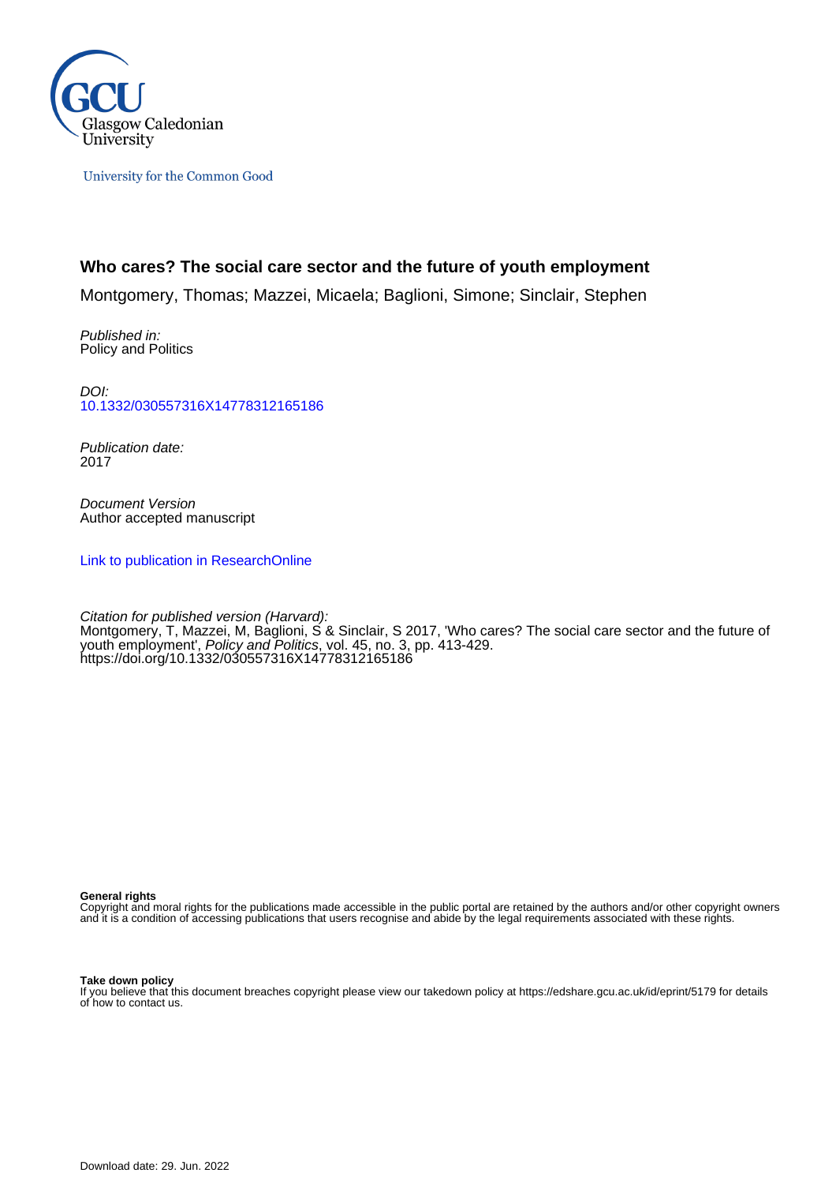Glasgow Caledonian University

University for the Common Good

# Who cares? The social care sector and the future of youth employment

Montgomery, Thomas; Mazzei, Micaela; Baglioni, Simone; Sinclair, Stephen

*Published in:*
Policy and Politics

*DOI:*
10.1332/030557316X14778312165186

*Publication date:*
2017

*Document Version*
Author accepted manuscript

Link to publication in ResearchOnline

*Citation for published version (Harvard):*
Montgomery, T, Mazzei, M, Baglioni, S & Sinclair, S 2017, 'Who cares? The social care sector and the future of youth employment', *Policy and Politics*, vol. 45, no. 3, pp. 413-429. https://doi.org/10.1332/030557316X14778312165186

**General rights**
Copyright and moral rights for the publications made accessible in the public portal are retained by the authors and/or other copyright owners and it is a condition of accessing publications that users recognise and abide by the legal requirements associated with these rights.

**Take down policy**
If you believe that this document breaches copyright please view our takedown policy at https://edshare.gcu.ac.uk/id/eprint/5179 for details of how to contact us.

Download date: 29. Jun. 2022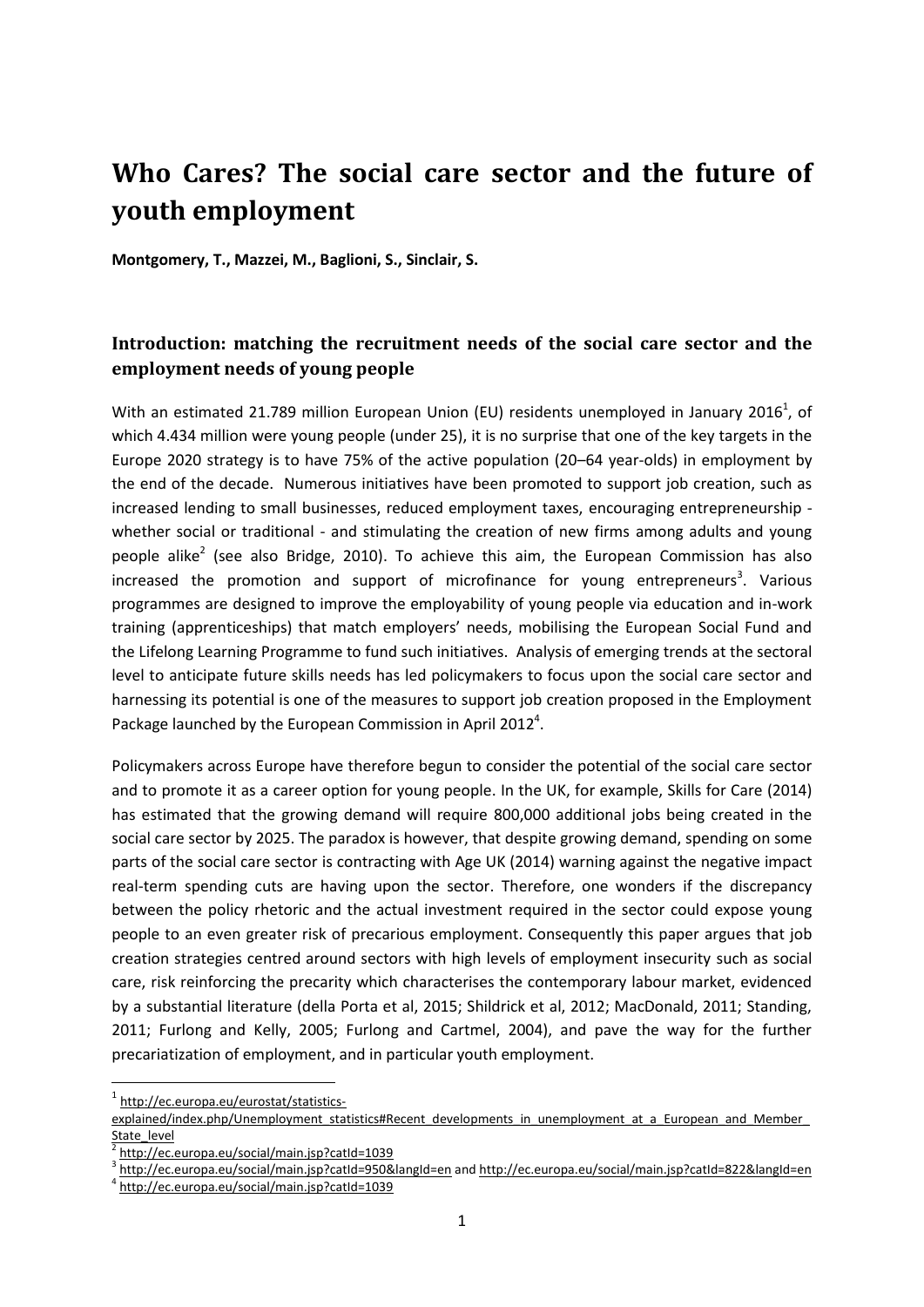# Who Cares? The social care sector and the future of youth employment

**Montgomery, T., Mazzei, M., Baglioni, S., Sinclair, S.**

## Introduction: matching the recruitment needs of the social care sector and the employment needs of young people

With an estimated 21.789 million European Union (EU) residents unemployed in January 2016[1], of which 4.434 million were young people (under 25), it is no surprise that one of the key targets in the Europe 2020 strategy is to have 75% of the active population (20–64 year-olds) in employment by the end of the decade. Numerous initiatives have been promoted to support job creation, such as increased lending to small businesses, reduced employment taxes, encouraging entrepreneurship - whether social or traditional - and stimulating the creation of new firms among adults and young people alike[2] (see also Bridge, 2010). To achieve this aim, the European Commission has also increased the promotion and support of microfinance for young entrepreneurs[3]. Various programmes are designed to improve the employability of young people via education and in-work training (apprenticeships) that match employers' needs, mobilising the European Social Fund and the Lifelong Learning Programme to fund such initiatives. Analysis of emerging trends at the sectoral level to anticipate future skills needs has led policymakers to focus upon the social care sector and harnessing its potential is one of the measures to support job creation proposed in the Employment Package launched by the European Commission in April 2012[4].

Policymakers across Europe have therefore begun to consider the potential of the social care sector and to promote it as a career option for young people. In the UK, for example, Skills for Care (2014) has estimated that the growing demand will require 800,000 additional jobs being created in the social care sector by 2025. The paradox is however, that despite growing demand, spending on some parts of the social care sector is contracting with Age UK (2014) warning against the negative impact real-term spending cuts are having upon the sector. Therefore, one wonders if the discrepancy between the policy rhetoric and the actual investment required in the sector could expose young people to an even greater risk of precarious employment. Consequently this paper argues that job creation strategies centred around sectors with high levels of employment insecurity such as social care, risk reinforcing the precarity which characterises the contemporary labour market, evidenced by a substantial literature (della Porta et al, 2015; Shildrick et al, 2012; MacDonald, 2011; Standing, 2011; Furlong and Kelly, 2005; Furlong and Cartmel, 2004), and pave the way for the further precariatization of employment, and in particular youth employment.

---

[1] http://ec.europa.eu/eurostat/statistics-explained/index.php/Unemployment_statistics#Recent_developments_in_unemployment_at_a_European_and_Member_State_level

[2] http://ec.europa.eu/social/main.jsp?catId=1039

[3] http://ec.europa.eu/social/main.jsp?catId=950&langId=en and http://ec.europa.eu/social/main.jsp?catId=822&langId=en

[4] http://ec.europa.eu/social/main.jsp?catId=1039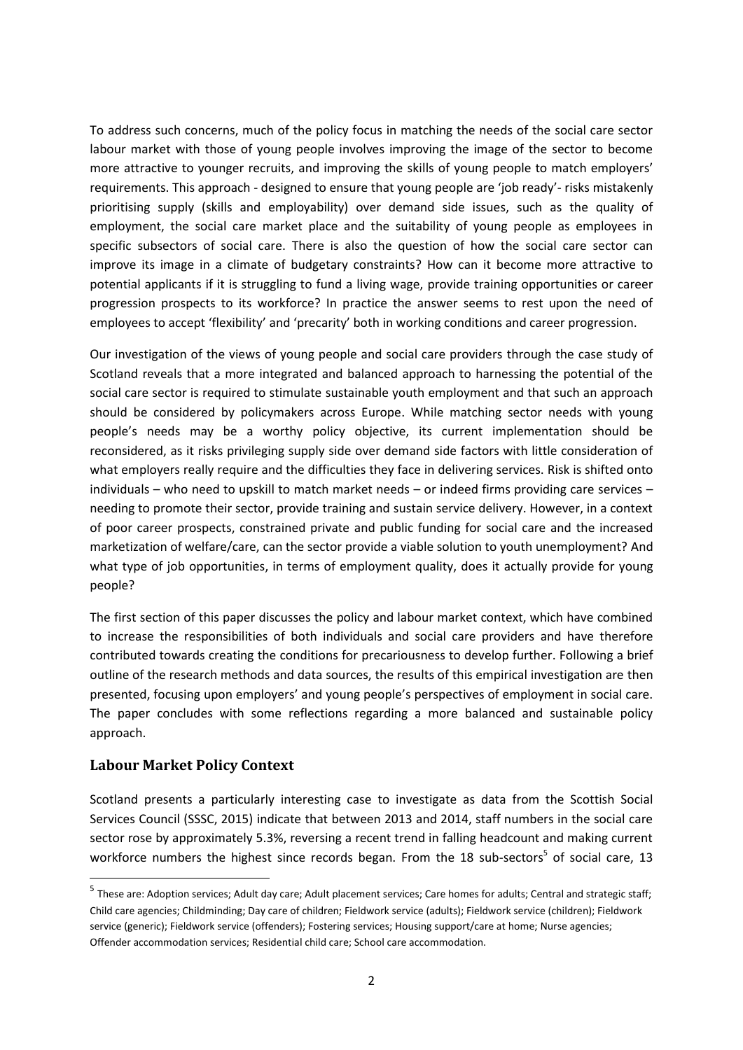To address such concerns, much of the policy focus in matching the needs of the social care sector labour market with those of young people involves improving the image of the sector to become more attractive to younger recruits, and improving the skills of young people to match employers' requirements. This approach - designed to ensure that young people are 'job ready'- risks mistakenly prioritising supply (skills and employability) over demand side issues, such as the quality of employment, the social care market place and the suitability of young people as employees in specific subsectors of social care. There is also the question of how the social care sector can improve its image in a climate of budgetary constraints? How can it become more attractive to potential applicants if it is struggling to fund a living wage, provide training opportunities or career progression prospects to its workforce? In practice the answer seems to rest upon the need of employees to accept 'flexibility' and 'precarity' both in working conditions and career progression.

Our investigation of the views of young people and social care providers through the case study of Scotland reveals that a more integrated and balanced approach to harnessing the potential of the social care sector is required to stimulate sustainable youth employment and that such an approach should be considered by policymakers across Europe. While matching sector needs with young people's needs may be a worthy policy objective, its current implementation should be reconsidered, as it risks privileging supply side over demand side factors with little consideration of what employers really require and the difficulties they face in delivering services. Risk is shifted onto individuals – who need to upskill to match market needs – or indeed firms providing care services – needing to promote their sector, provide training and sustain service delivery. However, in a context of poor career prospects, constrained private and public funding for social care and the increased marketization of welfare/care, can the sector provide a viable solution to youth unemployment? And what type of job opportunities, in terms of employment quality, does it actually provide for young people?

The first section of this paper discusses the policy and labour market context, which have combined to increase the responsibilities of both individuals and social care providers and have therefore contributed towards creating the conditions for precariousness to develop further. Following a brief outline of the research methods and data sources, the results of this empirical investigation are then presented, focusing upon employers' and young people's perspectives of employment in social care. The paper concludes with some reflections regarding a more balanced and sustainable policy approach.

## Labour Market Policy Context

Scotland presents a particularly interesting case to investigate as data from the Scottish Social Services Council (SSSC, 2015) indicate that between 2013 and 2014, staff numbers in the social care sector rose by approximately 5.3%, reversing a recent trend in falling headcount and making current workforce numbers the highest since records began. From the 18 sub-sectors[5] of social care, 13

---

[5] These are: Adoption services; Adult day care; Adult placement services; Care homes for adults; Central and strategic staff; Child care agencies; Childminding; Day care of children; Fieldwork service (adults); Fieldwork service (children); Fieldwork service (generic); Fieldwork service (offenders); Fostering services; Housing support/care at home; Nurse agencies; Offender accommodation services; Residential child care; School care accommodation.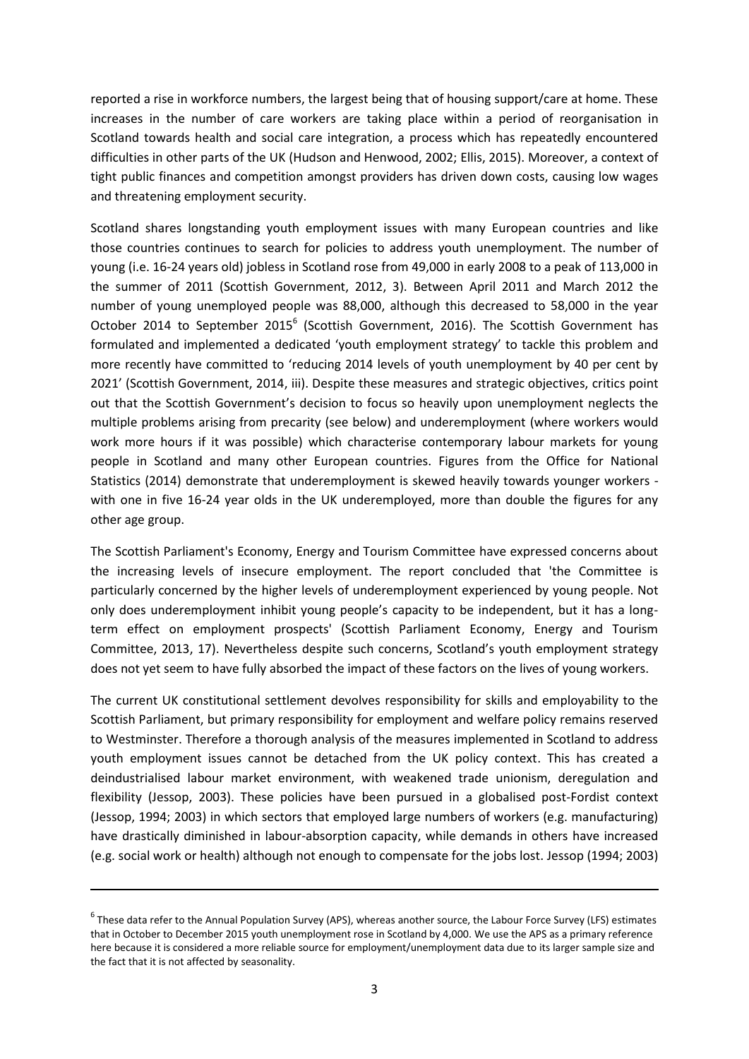reported a rise in workforce numbers, the largest being that of housing support/care at home. These increases in the number of care workers are taking place within a period of reorganisation in Scotland towards health and social care integration, a process which has repeatedly encountered difficulties in other parts of the UK (Hudson and Henwood, 2002; Ellis, 2015). Moreover, a context of tight public finances and competition amongst providers has driven down costs, causing low wages and threatening employment security.

Scotland shares longstanding youth employment issues with many European countries and like those countries continues to search for policies to address youth unemployment. The number of young (i.e. 16-24 years old) jobless in Scotland rose from 49,000 in early 2008 to a peak of 113,000 in the summer of 2011 (Scottish Government, 2012, 3). Between April 2011 and March 2012 the number of young unemployed people was 88,000, although this decreased to 58,000 in the year October 2014 to September 2015[6] (Scottish Government, 2016). The Scottish Government has formulated and implemented a dedicated 'youth employment strategy' to tackle this problem and more recently have committed to 'reducing 2014 levels of youth unemployment by 40 per cent by 2021' (Scottish Government, 2014, iii). Despite these measures and strategic objectives, critics point out that the Scottish Government's decision to focus so heavily upon unemployment neglects the multiple problems arising from precarity (see below) and underemployment (where workers would work more hours if it was possible) which characterise contemporary labour markets for young people in Scotland and many other European countries. Figures from the Office for National Statistics (2014) demonstrate that underemployment is skewed heavily towards younger workers - with one in five 16-24 year olds in the UK underemployed, more than double the figures for any other age group.

The Scottish Parliament's Economy, Energy and Tourism Committee have expressed concerns about the increasing levels of insecure employment. The report concluded that 'the Committee is particularly concerned by the higher levels of underemployment experienced by young people. Not only does underemployment inhibit young people's capacity to be independent, but it has a long-term effect on employment prospects' (Scottish Parliament Economy, Energy and Tourism Committee, 2013, 17). Nevertheless despite such concerns, Scotland's youth employment strategy does not yet seem to have fully absorbed the impact of these factors on the lives of young workers.

The current UK constitutional settlement devolves responsibility for skills and employability to the Scottish Parliament, but primary responsibility for employment and welfare policy remains reserved to Westminster. Therefore a thorough analysis of the measures implemented in Scotland to address youth employment issues cannot be detached from the UK policy context. This has created a deindustrialised labour market environment, with weakened trade unionism, deregulation and flexibility (Jessop, 2003). These policies have been pursued in a globalised post-Fordist context (Jessop, 1994; 2003) in which sectors that employed large numbers of workers (e.g. manufacturing) have drastically diminished in labour-absorption capacity, while demands in others have increased (e.g. social work or health) although not enough to compensate for the jobs lost. Jessop (1994; 2003)

---

[6] These data refer to the Annual Population Survey (APS), whereas another source, the Labour Force Survey (LFS) estimates that in October to December 2015 youth unemployment rose in Scotland by 4,000. We use the APS as a primary reference here because it is considered a more reliable source for employment/unemployment data due to its larger sample size and the fact that it is not affected by seasonality.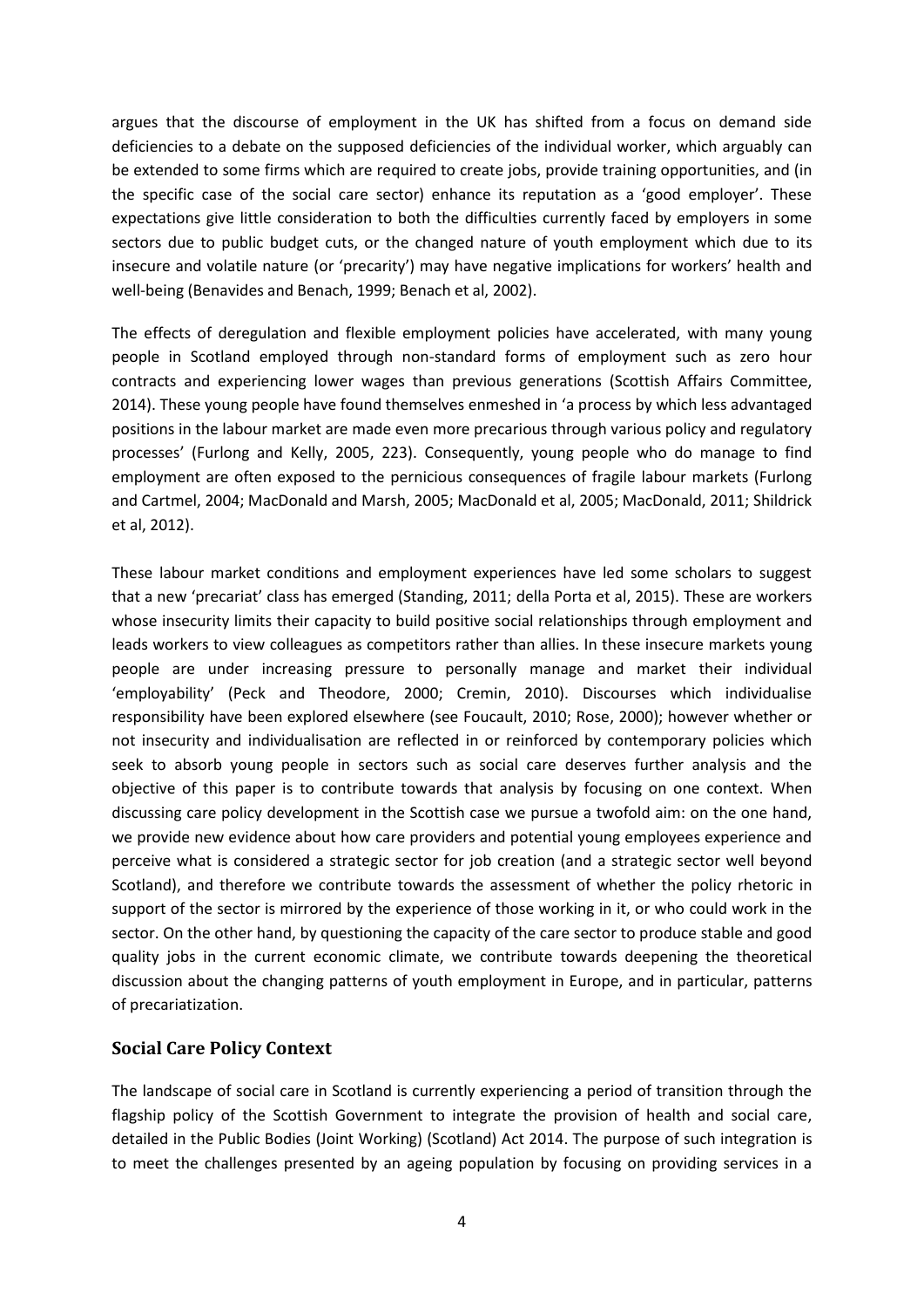argues that the discourse of employment in the UK has shifted from a focus on demand side deficiencies to a debate on the supposed deficiencies of the individual worker, which arguably can be extended to some firms which are required to create jobs, provide training opportunities, and (in the specific case of the social care sector) enhance its reputation as a 'good employer'. These expectations give little consideration to both the difficulties currently faced by employers in some sectors due to public budget cuts, or the changed nature of youth employment which due to its insecure and volatile nature (or 'precarity') may have negative implications for workers' health and well-being (Benavides and Benach, 1999; Benach et al, 2002).

The effects of deregulation and flexible employment policies have accelerated, with many young people in Scotland employed through non-standard forms of employment such as zero hour contracts and experiencing lower wages than previous generations (Scottish Affairs Committee, 2014). These young people have found themselves enmeshed in 'a process by which less advantaged positions in the labour market are made even more precarious through various policy and regulatory processes' (Furlong and Kelly, 2005, 223). Consequently, young people who do manage to find employment are often exposed to the pernicious consequences of fragile labour markets (Furlong and Cartmel, 2004; MacDonald and Marsh, 2005; MacDonald et al, 2005; MacDonald, 2011; Shildrick et al, 2012).

These labour market conditions and employment experiences have led some scholars to suggest that a new 'precariat' class has emerged (Standing, 2011; della Porta et al, 2015). These are workers whose insecurity limits their capacity to build positive social relationships through employment and leads workers to view colleagues as competitors rather than allies. In these insecure markets young people are under increasing pressure to personally manage and market their individual 'employability' (Peck and Theodore, 2000; Cremin, 2010). Discourses which individualise responsibility have been explored elsewhere (see Foucault, 2010; Rose, 2000); however whether or not insecurity and individualisation are reflected in or reinforced by contemporary policies which seek to absorb young people in sectors such as social care deserves further analysis and the objective of this paper is to contribute towards that analysis by focusing on one context. When discussing care policy development in the Scottish case we pursue a twofold aim: on the one hand, we provide new evidence about how care providers and potential young employees experience and perceive what is considered a strategic sector for job creation (and a strategic sector well beyond Scotland), and therefore we contribute towards the assessment of whether the policy rhetoric in support of the sector is mirrored by the experience of those working in it, or who could work in the sector. On the other hand, by questioning the capacity of the care sector to produce stable and good quality jobs in the current economic climate, we contribute towards deepening the theoretical discussion about the changing patterns of youth employment in Europe, and in particular, patterns of precariatization.

## Social Care Policy Context

The landscape of social care in Scotland is currently experiencing a period of transition through the flagship policy of the Scottish Government to integrate the provision of health and social care, detailed in the Public Bodies (Joint Working) (Scotland) Act 2014. The purpose of such integration is to meet the challenges presented by an ageing population by focusing on providing services in a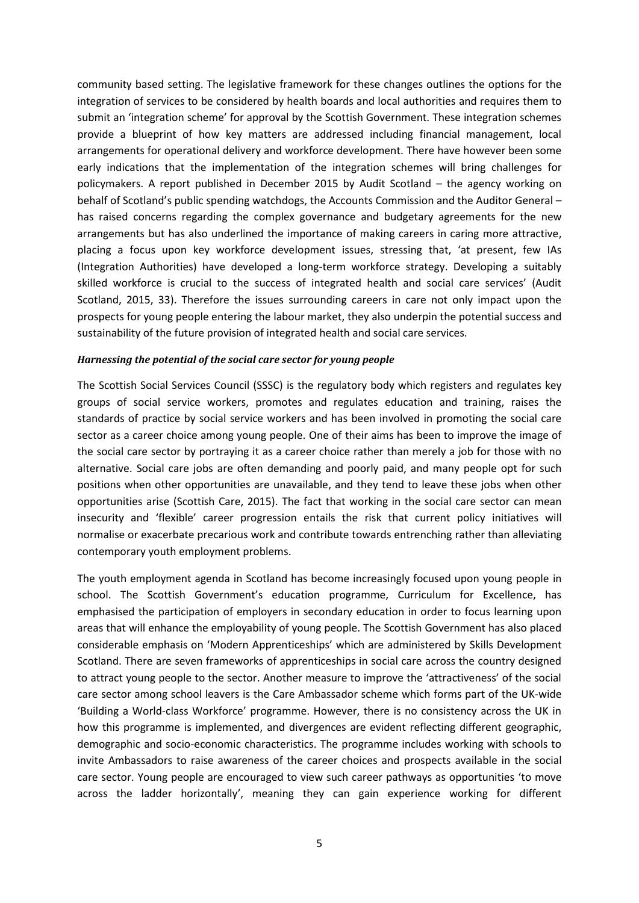community based setting. The legislative framework for these changes outlines the options for the integration of services to be considered by health boards and local authorities and requires them to submit an 'integration scheme' for approval by the Scottish Government. These integration schemes provide a blueprint of how key matters are addressed including financial management, local arrangements for operational delivery and workforce development. There have however been some early indications that the implementation of the integration schemes will bring challenges for policymakers. A report published in December 2015 by Audit Scotland – the agency working on behalf of Scotland's public spending watchdogs, the Accounts Commission and the Auditor General – has raised concerns regarding the complex governance and budgetary agreements for the new arrangements but has also underlined the importance of making careers in caring more attractive, placing a focus upon key workforce development issues, stressing that, 'at present, few IAs (Integration Authorities) have developed a long-term workforce strategy. Developing a suitably skilled workforce is crucial to the success of integrated health and social care services' (Audit Scotland, 2015, 33). Therefore the issues surrounding careers in care not only impact upon the prospects for young people entering the labour market, they also underpin the potential success and sustainability of the future provision of integrated health and social care services.

***Harnessing the potential of the social care sector for young people***

The Scottish Social Services Council (SSSC) is the regulatory body which registers and regulates key groups of social service workers, promotes and regulates education and training, raises the standards of practice by social service workers and has been involved in promoting the social care sector as a career choice among young people. One of their aims has been to improve the image of the social care sector by portraying it as a career choice rather than merely a job for those with no alternative. Social care jobs are often demanding and poorly paid, and many people opt for such positions when other opportunities are unavailable, and they tend to leave these jobs when other opportunities arise (Scottish Care, 2015). The fact that working in the social care sector can mean insecurity and 'flexible' career progression entails the risk that current policy initiatives will normalise or exacerbate precarious work and contribute towards entrenching rather than alleviating contemporary youth employment problems.

The youth employment agenda in Scotland has become increasingly focused upon young people in school. The Scottish Government's education programme, Curriculum for Excellence, has emphasised the participation of employers in secondary education in order to focus learning upon areas that will enhance the employability of young people. The Scottish Government has also placed considerable emphasis on 'Modern Apprenticeships' which are administered by Skills Development Scotland. There are seven frameworks of apprenticeships in social care across the country designed to attract young people to the sector. Another measure to improve the 'attractiveness' of the social care sector among school leavers is the Care Ambassador scheme which forms part of the UK-wide 'Building a World-class Workforce' programme. However, there is no consistency across the UK in how this programme is implemented, and divergences are evident reflecting different geographic, demographic and socio-economic characteristics. The programme includes working with schools to invite Ambassadors to raise awareness of the career choices and prospects available in the social care sector. Young people are encouraged to view such career pathways as opportunities 'to move across the ladder horizontally', meaning they can gain experience working for different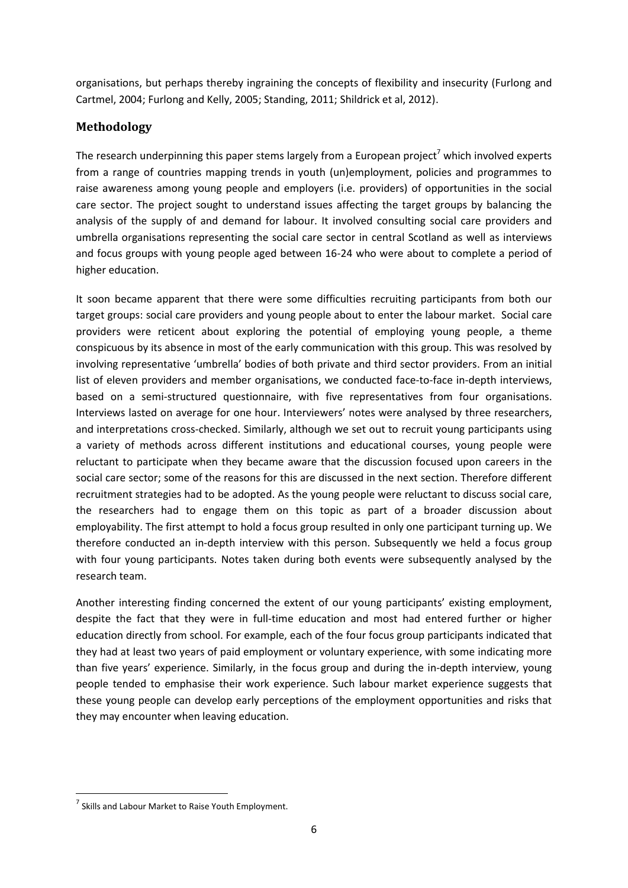organisations, but perhaps thereby ingraining the concepts of flexibility and insecurity (Furlong and Cartmel, 2004; Furlong and Kelly, 2005; Standing, 2011; Shildrick et al, 2012).

## Methodology

The research underpinning this paper stems largely from a European project[7] which involved experts from a range of countries mapping trends in youth (un)employment, policies and programmes to raise awareness among young people and employers (i.e. providers) of opportunities in the social care sector. The project sought to understand issues affecting the target groups by balancing the analysis of the supply of and demand for labour. It involved consulting social care providers and umbrella organisations representing the social care sector in central Scotland as well as interviews and focus groups with young people aged between 16-24 who were about to complete a period of higher education.

It soon became apparent that there were some difficulties recruiting participants from both our target groups: social care providers and young people about to enter the labour market. Social care providers were reticent about exploring the potential of employing young people, a theme conspicuous by its absence in most of the early communication with this group. This was resolved by involving representative 'umbrella' bodies of both private and third sector providers. From an initial list of eleven providers and member organisations, we conducted face-to-face in-depth interviews, based on a semi-structured questionnaire, with five representatives from four organisations. Interviews lasted on average for one hour. Interviewers' notes were analysed by three researchers, and interpretations cross-checked. Similarly, although we set out to recruit young participants using a variety of methods across different institutions and educational courses, young people were reluctant to participate when they became aware that the discussion focused upon careers in the social care sector; some of the reasons for this are discussed in the next section. Therefore different recruitment strategies had to be adopted. As the young people were reluctant to discuss social care, the researchers had to engage them on this topic as part of a broader discussion about employability. The first attempt to hold a focus group resulted in only one participant turning up. We therefore conducted an in-depth interview with this person. Subsequently we held a focus group with four young participants. Notes taken during both events were subsequently analysed by the research team.

Another interesting finding concerned the extent of our young participants' existing employment, despite the fact that they were in full-time education and most had entered further or higher education directly from school. For example, each of the four focus group participants indicated that they had at least two years of paid employment or voluntary experience, with some indicating more than five years' experience. Similarly, in the focus group and during the in-depth interview, young people tended to emphasise their work experience. Such labour market experience suggests that these young people can develop early perceptions of the employment opportunities and risks that they may encounter when leaving education.

---

[7] Skills and Labour Market to Raise Youth Employment.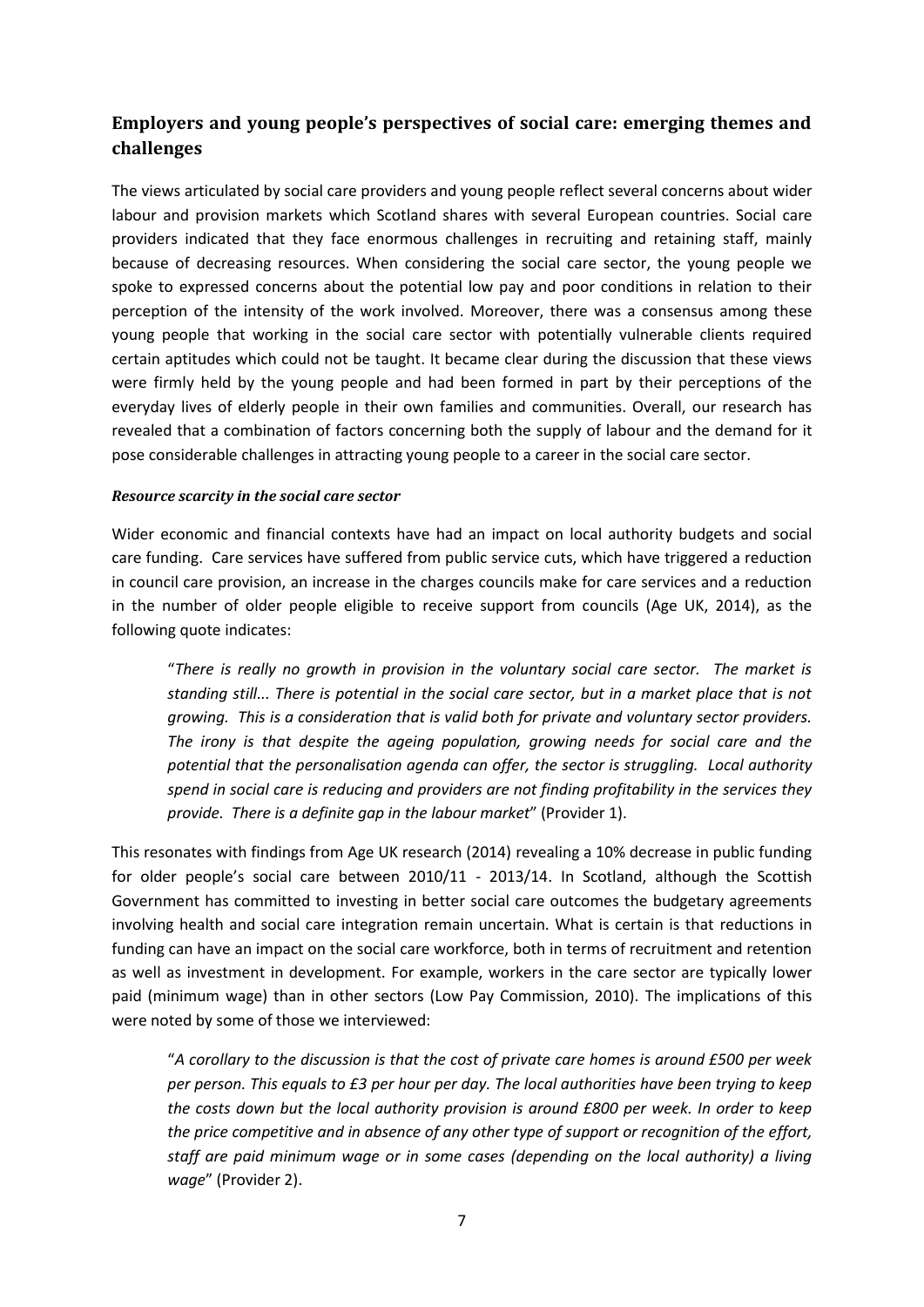## Employers and young people's perspectives of social care: emerging themes and challenges

The views articulated by social care providers and young people reflect several concerns about wider labour and provision markets which Scotland shares with several European countries. Social care providers indicated that they face enormous challenges in recruiting and retaining staff, mainly because of decreasing resources. When considering the social care sector, the young people we spoke to expressed concerns about the potential low pay and poor conditions in relation to their perception of the intensity of the work involved. Moreover, there was a consensus among these young people that working in the social care sector with potentially vulnerable clients required certain aptitudes which could not be taught. It became clear during the discussion that these views were firmly held by the young people and had been formed in part by their perceptions of the everyday lives of elderly people in their own families and communities. Overall, our research has revealed that a combination of factors concerning both the supply of labour and the demand for it pose considerable challenges in attracting young people to a career in the social care sector.

### *Resource scarcity in the social care sector*

Wider economic and financial contexts have had an impact on local authority budgets and social care funding. Care services have suffered from public service cuts, which have triggered a reduction in council care provision, an increase in the charges councils make for care services and a reduction in the number of older people eligible to receive support from councils (Age UK, 2014), as the following quote indicates:

> "*There is really no growth in provision in the voluntary social care sector. The market is standing still... There is potential in the social care sector, but in a market place that is not growing. This is a consideration that is valid both for private and voluntary sector providers. The irony is that despite the ageing population, growing needs for social care and the potential that the personalisation agenda can offer, the sector is struggling. Local authority spend in social care is reducing and providers are not finding profitability in the services they provide. There is a definite gap in the labour market*" (Provider 1).

This resonates with findings from Age UK research (2014) revealing a 10% decrease in public funding for older people's social care between 2010/11 - 2013/14. In Scotland, although the Scottish Government has committed to investing in better social care outcomes the budgetary agreements involving health and social care integration remain uncertain. What is certain is that reductions in funding can have an impact on the social care workforce, both in terms of recruitment and retention as well as investment in development. For example, workers in the care sector are typically lower paid (minimum wage) than in other sectors (Low Pay Commission, 2010). The implications of this were noted by some of those we interviewed:

> "*A corollary to the discussion is that the cost of private care homes is around £500 per week per person. This equals to £3 per hour per day. The local authorities have been trying to keep the costs down but the local authority provision is around £800 per week. In order to keep the price competitive and in absence of any other type of support or recognition of the effort, staff are paid minimum wage or in some cases (depending on the local authority) a living wage*" (Provider 2).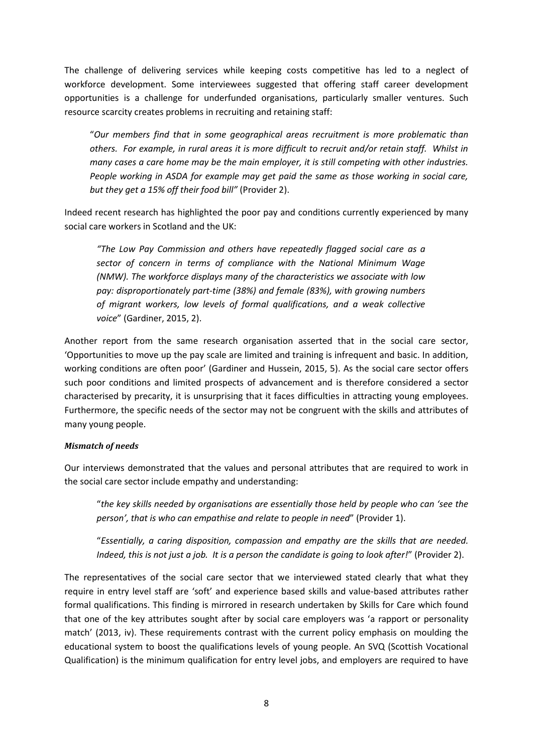The challenge of delivering services while keeping costs competitive has led to a neglect of workforce development. Some interviewees suggested that offering staff career development opportunities is a challenge for underfunded organisations, particularly smaller ventures. Such resource scarcity creates problems in recruiting and retaining staff:

> "*Our members find that in some geographical areas recruitment is more problematic than others. For example, in rural areas it is more difficult to recruit and/or retain staff. Whilst in many cases a care home may be the main employer, it is still competing with other industries. People working in ASDA for example may get paid the same as those working in social care, but they get a 15% off their food bill"* (Provider 2).

Indeed recent research has highlighted the poor pay and conditions currently experienced by many social care workers in Scotland and the UK:

> *"The Low Pay Commission and others have repeatedly flagged social care as a sector of concern in terms of compliance with the National Minimum Wage (NMW). The workforce displays many of the characteristics we associate with low pay: disproportionately part-time (38%) and female (83%), with growing numbers of migrant workers, low levels of formal qualifications, and a weak collective voice*" (Gardiner, 2015, 2).

Another report from the same research organisation asserted that in the social care sector, 'Opportunities to move up the pay scale are limited and training is infrequent and basic. In addition, working conditions are often poor' (Gardiner and Hussein, 2015, 5). As the social care sector offers such poor conditions and limited prospects of advancement and is therefore considered a sector characterised by precarity, it is unsurprising that it faces difficulties in attracting young employees. Furthermore, the specific needs of the sector may not be congruent with the skills and attributes of many young people.

***Mismatch of needs***

Our interviews demonstrated that the values and personal attributes that are required to work in the social care sector include empathy and understanding:

> "*the key skills needed by organisations are essentially those held by people who can 'see the person', that is who can empathise and relate to people in need*" (Provider 1).

> "*Essentially, a caring disposition, compassion and empathy are the skills that are needed. Indeed, this is not just a job. It is a person the candidate is going to look after!*" (Provider 2).

The representatives of the social care sector that we interviewed stated clearly that what they require in entry level staff are 'soft' and experience based skills and value-based attributes rather formal qualifications. This finding is mirrored in research undertaken by Skills for Care which found that one of the key attributes sought after by social care employers was 'a rapport or personality match' (2013, iv). These requirements contrast with the current policy emphasis on moulding the educational system to boost the qualifications levels of young people. An SVQ (Scottish Vocational Qualification) is the minimum qualification for entry level jobs, and employers are required to have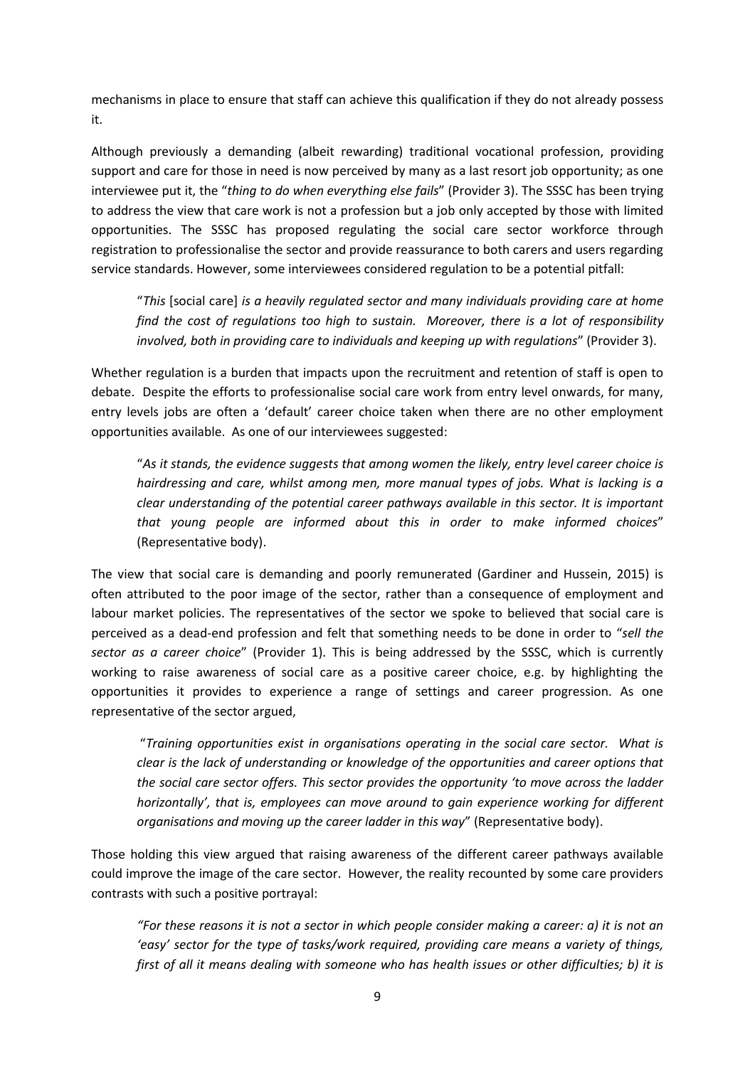mechanisms in place to ensure that staff can achieve this qualification if they do not already possess it.

Although previously a demanding (albeit rewarding) traditional vocational profession, providing support and care for those in need is now perceived by many as a last resort job opportunity; as one interviewee put it, the "*thing to do when everything else fails*" (Provider 3). The SSSC has been trying to address the view that care work is not a profession but a job only accepted by those with limited opportunities. The SSSC has proposed regulating the social care sector workforce through registration to professionalise the sector and provide reassurance to both carers and users regarding service standards. However, some interviewees considered regulation to be a potential pitfall:

> "*This* [social care] *is a heavily regulated sector and many individuals providing care at home find the cost of regulations too high to sustain. Moreover, there is a lot of responsibility involved, both in providing care to individuals and keeping up with regulations*" (Provider 3).

Whether regulation is a burden that impacts upon the recruitment and retention of staff is open to debate. Despite the efforts to professionalise social care work from entry level onwards, for many, entry levels jobs are often a 'default' career choice taken when there are no other employment opportunities available. As one of our interviewees suggested:

> "*As it stands, the evidence suggests that among women the likely, entry level career choice is hairdressing and care, whilst among men, more manual types of jobs. What is lacking is a clear understanding of the potential career pathways available in this sector. It is important that young people are informed about this in order to make informed choices*" (Representative body).

The view that social care is demanding and poorly remunerated (Gardiner and Hussein, 2015) is often attributed to the poor image of the sector, rather than a consequence of employment and labour market policies. The representatives of the sector we spoke to believed that social care is perceived as a dead-end profession and felt that something needs to be done in order to "*sell the sector as a career choice*" (Provider 1). This is being addressed by the SSSC, which is currently working to raise awareness of social care as a positive career choice, e.g. by highlighting the opportunities it provides to experience a range of settings and career progression. As one representative of the sector argued,

> "*Training opportunities exist in organisations operating in the social care sector. What is clear is the lack of understanding or knowledge of the opportunities and career options that the social care sector offers. This sector provides the opportunity 'to move across the ladder horizontally', that is, employees can move around to gain experience working for different organisations and moving up the career ladder in this way*" (Representative body).

Those holding this view argued that raising awareness of the different career pathways available could improve the image of the care sector. However, the reality recounted by some care providers contrasts with such a positive portrayal:

> *"For these reasons it is not a sector in which people consider making a career: a) it is not an 'easy' sector for the type of tasks/work required, providing care means a variety of things, first of all it means dealing with someone who has health issues or other difficulties; b) it is*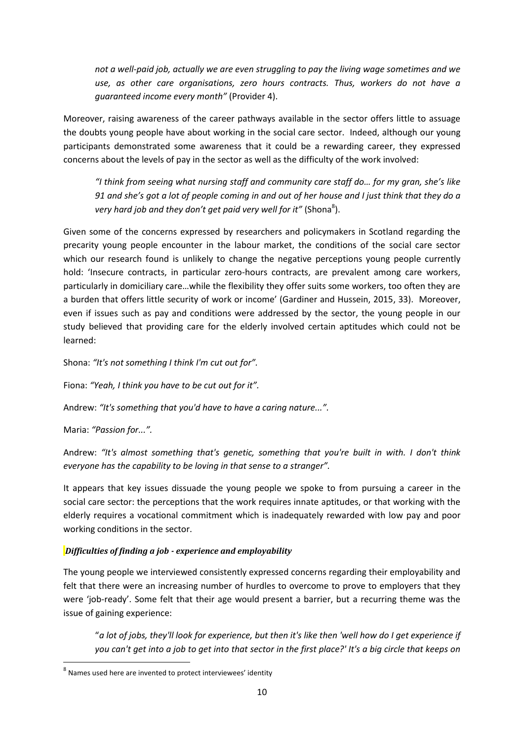*not a well-paid job, actually we are even struggling to pay the living wage sometimes and we use, as other care organisations, zero hours contracts. Thus, workers do not have a guaranteed income every month"* (Provider 4).

Moreover, raising awareness of the career pathways available in the sector offers little to assuage the doubts young people have about working in the social care sector. Indeed, although our young participants demonstrated some awareness that it could be a rewarding career, they expressed concerns about the levels of pay in the sector as well as the difficulty of the work involved:

> *"I think from seeing what nursing staff and community care staff do… for my gran, she's like 91 and she's got a lot of people coming in and out of her house and I just think that they do a very hard job and they don't get paid very well for it"* (Shona[8]).

Given some of the concerns expressed by researchers and policymakers in Scotland regarding the precarity young people encounter in the labour market, the conditions of the social care sector which our research found is unlikely to change the negative perceptions young people currently hold: 'Insecure contracts, in particular zero-hours contracts, are prevalent among care workers, particularly in domiciliary care…while the flexibility they offer suits some workers, too often they are a burden that offers little security of work or income' (Gardiner and Hussein, 2015, 33). Moreover, even if issues such as pay and conditions were addressed by the sector, the young people in our study believed that providing care for the elderly involved certain aptitudes which could not be learned:

Shona: *"It's not something I think I'm cut out for"*.

Fiona: *"Yeah, I think you have to be cut out for it"*.

Andrew: *"It's something that you'd have to have a caring nature..."*.

Maria: *"Passion for..."*.

Andrew: *"It's almost something that's genetic, something that you're built in with. I don't think everyone has the capability to be loving in that sense to a stranger"*.

It appears that key issues dissuade the young people we spoke to from pursuing a career in the social care sector: the perceptions that the work requires innate aptitudes, or that working with the elderly requires a vocational commitment which is inadequately rewarded with low pay and poor working conditions in the sector.

### *Difficulties of finding a job - experience and employability*

The young people we interviewed consistently expressed concerns regarding their employability and felt that there were an increasing number of hurdles to overcome to prove to employers that they were 'job-ready'. Some felt that their age would present a barrier, but a recurring theme was the issue of gaining experience:

> "*a lot of jobs, they'll look for experience, but then it's like then 'well how do I get experience if you can't get into a job to get into that sector in the first place?' It's a big circle that keeps on*

[8] Names used here are invented to protect interviewees' identity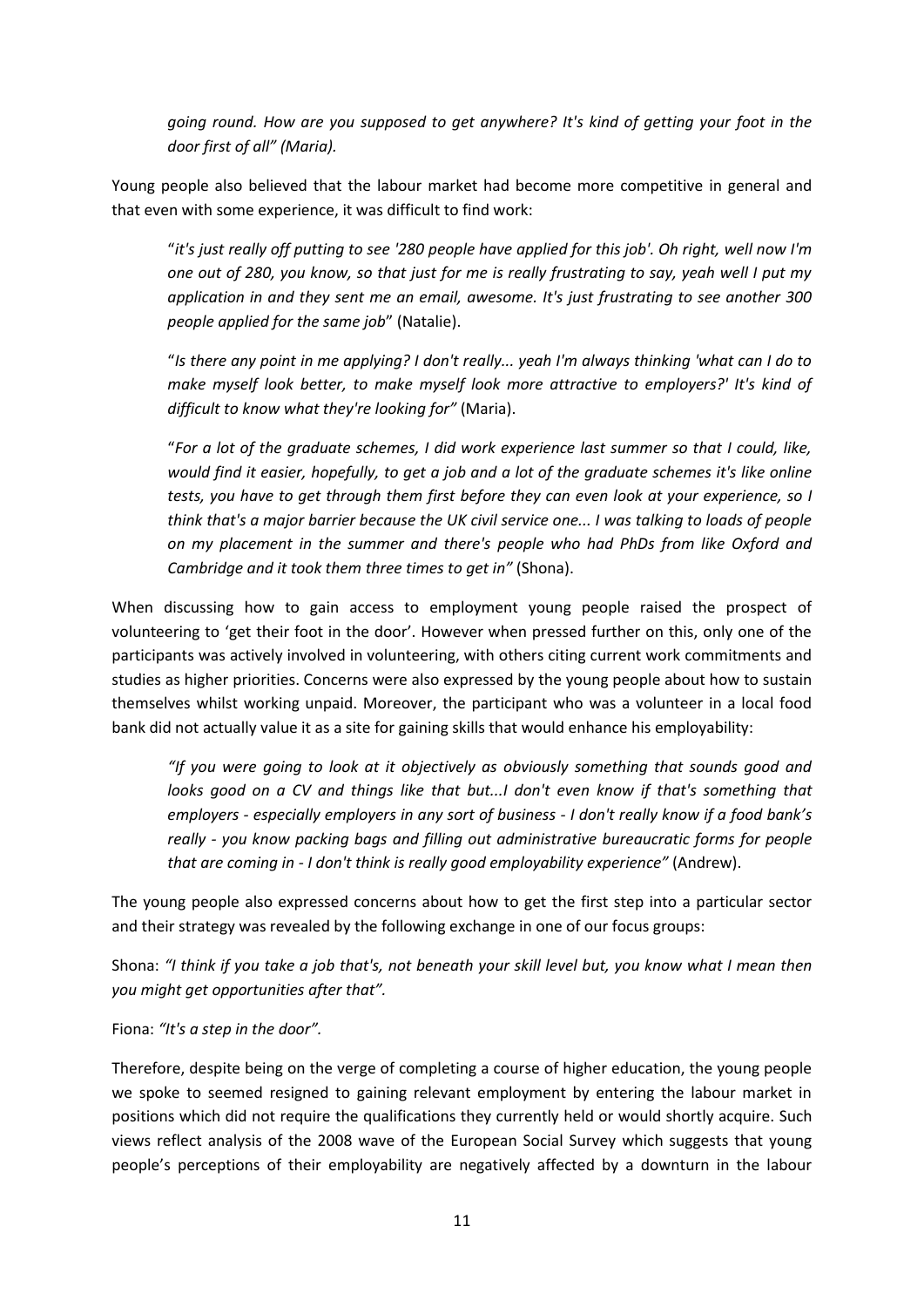*going round. How are you supposed to get anywhere? It's kind of getting your foot in the door first of all" (Maria).*

Young people also believed that the labour market had become more competitive in general and that even with some experience, it was difficult to find work:

> "*it's just really off putting to see '280 people have applied for this job'. Oh right, well now I'm one out of 280, you know, so that just for me is really frustrating to say, yeah well I put my application in and they sent me an email, awesome. It's just frustrating to see another 300 people applied for the same job*" (Natalie).

> "*Is there any point in me applying? I don't really... yeah I'm always thinking 'what can I do to make myself look better, to make myself look more attractive to employers?' It's kind of difficult to know what they're looking for"* (Maria).

> "*For a lot of the graduate schemes, I did work experience last summer so that I could, like, would find it easier, hopefully, to get a job and a lot of the graduate schemes it's like online tests, you have to get through them first before they can even look at your experience, so I think that's a major barrier because the UK civil service one... I was talking to loads of people on my placement in the summer and there's people who had PhDs from like Oxford and Cambridge and it took them three times to get in"* (Shona).

When discussing how to gain access to employment young people raised the prospect of volunteering to 'get their foot in the door'. However when pressed further on this, only one of the participants was actively involved in volunteering, with others citing current work commitments and studies as higher priorities. Concerns were also expressed by the young people about how to sustain themselves whilst working unpaid. Moreover, the participant who was a volunteer in a local food bank did not actually value it as a site for gaining skills that would enhance his employability:

> *"If you were going to look at it objectively as obviously something that sounds good and looks good on a CV and things like that but...I don't even know if that's something that employers - especially employers in any sort of business - I don't really know if a food bank's really - you know packing bags and filling out administrative bureaucratic forms for people that are coming in - I don't think is really good employability experience"* (Andrew).

The young people also expressed concerns about how to get the first step into a particular sector and their strategy was revealed by the following exchange in one of our focus groups:

Shona: *"I think if you take a job that's, not beneath your skill level but, you know what I mean then you might get opportunities after that".*

Fiona: *"It's a step in the door".*

Therefore, despite being on the verge of completing a course of higher education, the young people we spoke to seemed resigned to gaining relevant employment by entering the labour market in positions which did not require the qualifications they currently held or would shortly acquire. Such views reflect analysis of the 2008 wave of the European Social Survey which suggests that young people's perceptions of their employability are negatively affected by a downturn in the labour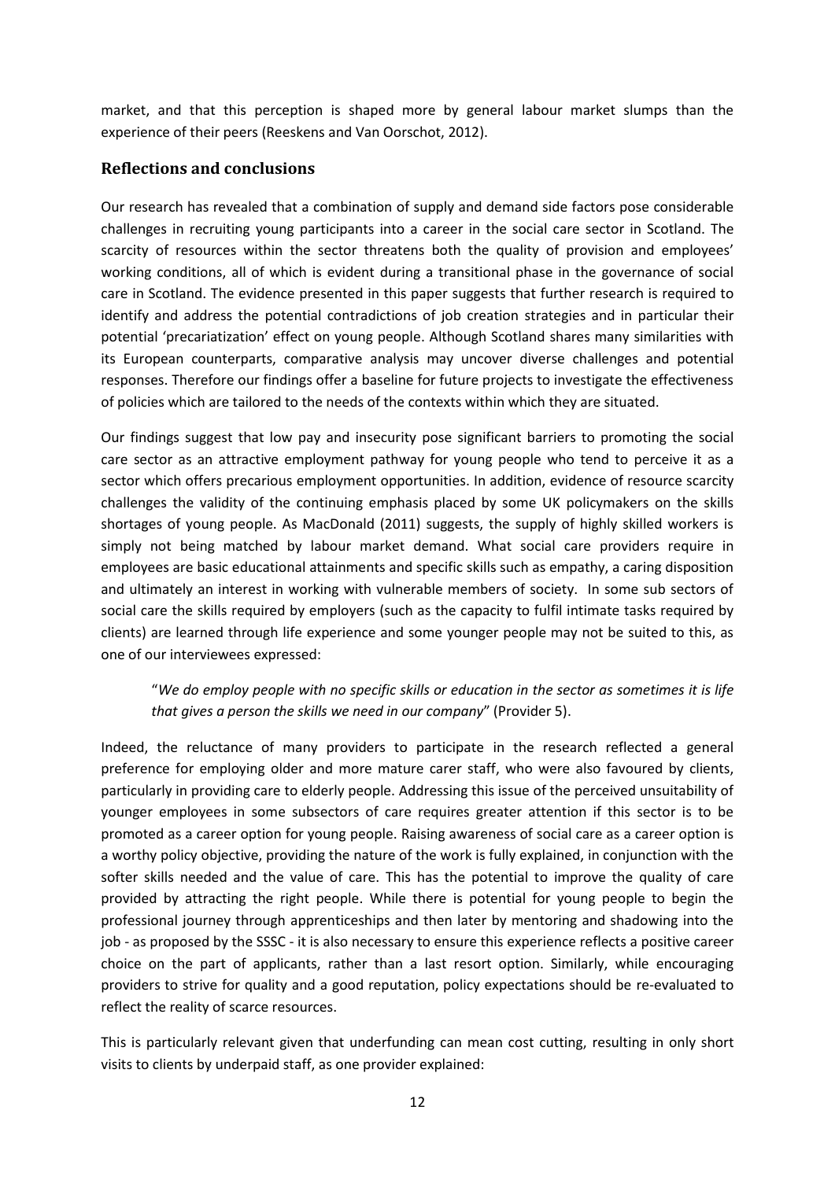market, and that this perception is shaped more by general labour market slumps than the experience of their peers (Reeskens and Van Oorschot, 2012).

## Reflections and conclusions

Our research has revealed that a combination of supply and demand side factors pose considerable challenges in recruiting young participants into a career in the social care sector in Scotland. The scarcity of resources within the sector threatens both the quality of provision and employees' working conditions, all of which is evident during a transitional phase in the governance of social care in Scotland. The evidence presented in this paper suggests that further research is required to identify and address the potential contradictions of job creation strategies and in particular their potential 'precariatization' effect on young people. Although Scotland shares many similarities with its European counterparts, comparative analysis may uncover diverse challenges and potential responses. Therefore our findings offer a baseline for future projects to investigate the effectiveness of policies which are tailored to the needs of the contexts within which they are situated.

Our findings suggest that low pay and insecurity pose significant barriers to promoting the social care sector as an attractive employment pathway for young people who tend to perceive it as a sector which offers precarious employment opportunities. In addition, evidence of resource scarcity challenges the validity of the continuing emphasis placed by some UK policymakers on the skills shortages of young people. As MacDonald (2011) suggests, the supply of highly skilled workers is simply not being matched by labour market demand. What social care providers require in employees are basic educational attainments and specific skills such as empathy, a caring disposition and ultimately an interest in working with vulnerable members of society. In some sub sectors of social care the skills required by employers (such as the capacity to fulfil intimate tasks required by clients) are learned through life experience and some younger people may not be suited to this, as one of our interviewees expressed:

> "*We do employ people with no specific skills or education in the sector as sometimes it is life that gives a person the skills we need in our company*" (Provider 5).

Indeed, the reluctance of many providers to participate in the research reflected a general preference for employing older and more mature carer staff, who were also favoured by clients, particularly in providing care to elderly people. Addressing this issue of the perceived unsuitability of younger employees in some subsectors of care requires greater attention if this sector is to be promoted as a career option for young people. Raising awareness of social care as a career option is a worthy policy objective, providing the nature of the work is fully explained, in conjunction with the softer skills needed and the value of care. This has the potential to improve the quality of care provided by attracting the right people. While there is potential for young people to begin the professional journey through apprenticeships and then later by mentoring and shadowing into the job - as proposed by the SSSC - it is also necessary to ensure this experience reflects a positive career choice on the part of applicants, rather than a last resort option. Similarly, while encouraging providers to strive for quality and a good reputation, policy expectations should be re-evaluated to reflect the reality of scarce resources.

This is particularly relevant given that underfunding can mean cost cutting, resulting in only short visits to clients by underpaid staff, as one provider explained: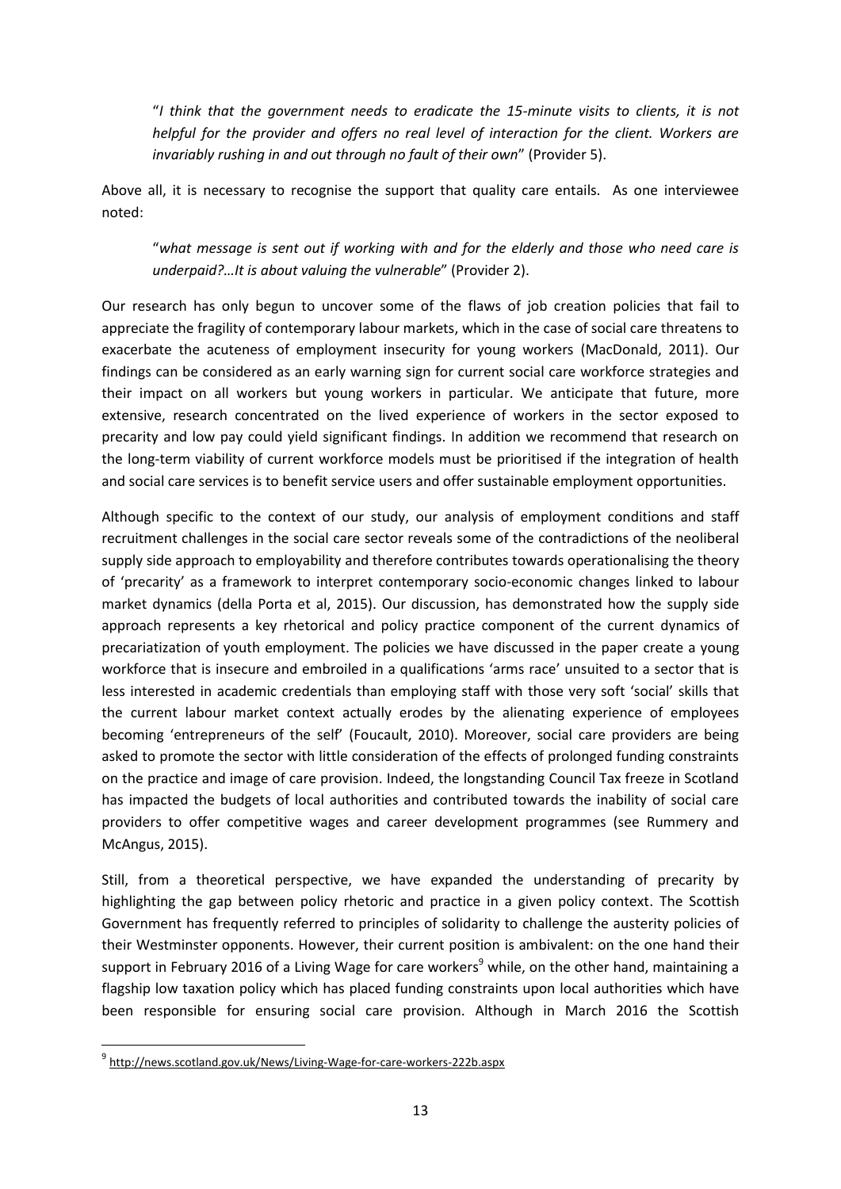> "*I think that the government needs to eradicate the 15-minute visits to clients, it is not helpful for the provider and offers no real level of interaction for the client. Workers are invariably rushing in and out through no fault of their own*" (Provider 5).

Above all, it is necessary to recognise the support that quality care entails. As one interviewee noted:

> "*what message is sent out if working with and for the elderly and those who need care is underpaid?…It is about valuing the vulnerable*" (Provider 2).

Our research has only begun to uncover some of the flaws of job creation policies that fail to appreciate the fragility of contemporary labour markets, which in the case of social care threatens to exacerbate the acuteness of employment insecurity for young workers (MacDonald, 2011). Our findings can be considered as an early warning sign for current social care workforce strategies and their impact on all workers but young workers in particular. We anticipate that future, more extensive, research concentrated on the lived experience of workers in the sector exposed to precarity and low pay could yield significant findings. In addition we recommend that research on the long-term viability of current workforce models must be prioritised if the integration of health and social care services is to benefit service users and offer sustainable employment opportunities.

Although specific to the context of our study, our analysis of employment conditions and staff recruitment challenges in the social care sector reveals some of the contradictions of the neoliberal supply side approach to employability and therefore contributes towards operationalising the theory of 'precarity' as a framework to interpret contemporary socio-economic changes linked to labour market dynamics (della Porta et al, 2015). Our discussion, has demonstrated how the supply side approach represents a key rhetorical and policy practice component of the current dynamics of precariatization of youth employment. The policies we have discussed in the paper create a young workforce that is insecure and embroiled in a qualifications 'arms race' unsuited to a sector that is less interested in academic credentials than employing staff with those very soft 'social' skills that the current labour market context actually erodes by the alienating experience of employees becoming 'entrepreneurs of the self' (Foucault, 2010). Moreover, social care providers are being asked to promote the sector with little consideration of the effects of prolonged funding constraints on the practice and image of care provision. Indeed, the longstanding Council Tax freeze in Scotland has impacted the budgets of local authorities and contributed towards the inability of social care providers to offer competitive wages and career development programmes (see Rummery and McAngus, 2015).

Still, from a theoretical perspective, we have expanded the understanding of precarity by highlighting the gap between policy rhetoric and practice in a given policy context. The Scottish Government has frequently referred to principles of solidarity to challenge the austerity policies of their Westminster opponents. However, their current position is ambivalent: on the one hand their support in February 2016 of a Living Wage for care workers[9] while, on the other hand, maintaining a flagship low taxation policy which has placed funding constraints upon local authorities which have been responsible for ensuring social care provision. Although in March 2016 the Scottish

---

[9] http://news.scotland.gov.uk/News/Living-Wage-for-care-workers-222b.aspx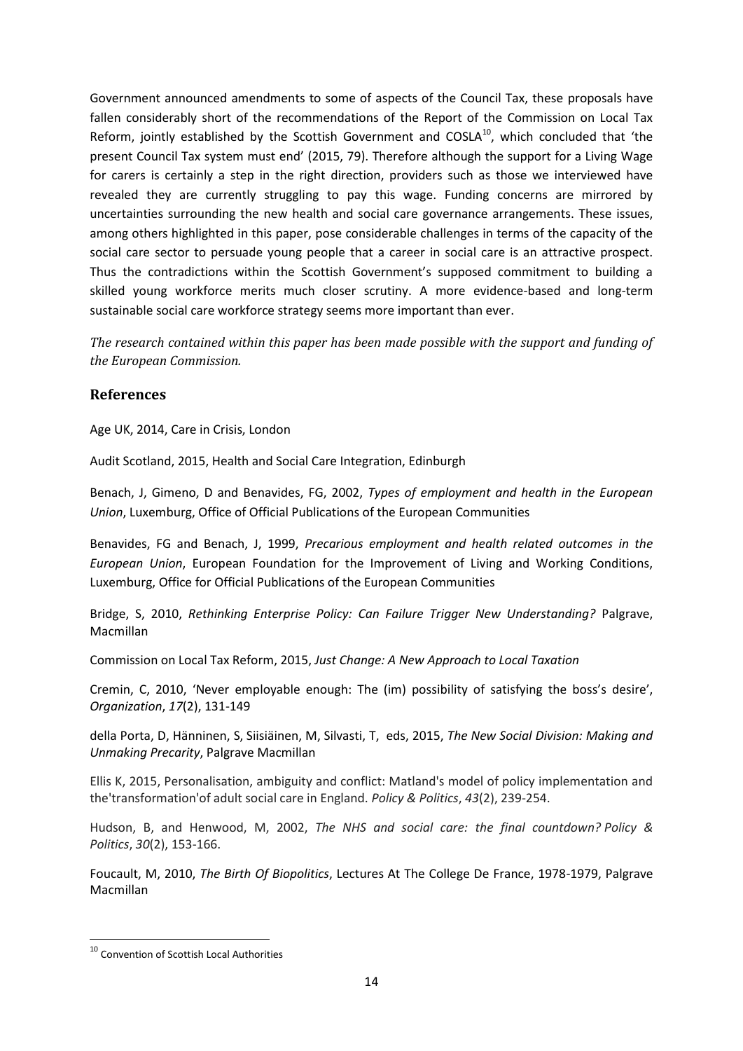Government announced amendments to some of aspects of the Council Tax, these proposals have fallen considerably short of the recommendations of the Report of the Commission on Local Tax Reform, jointly established by the Scottish Government and COSLA[10], which concluded that 'the present Council Tax system must end' (2015, 79). Therefore although the support for a Living Wage for carers is certainly a step in the right direction, providers such as those we interviewed have revealed they are currently struggling to pay this wage. Funding concerns are mirrored by uncertainties surrounding the new health and social care governance arrangements. These issues, among others highlighted in this paper, pose considerable challenges in terms of the capacity of the social care sector to persuade young people that a career in social care is an attractive prospect. Thus the contradictions within the Scottish Government's supposed commitment to building a skilled young workforce merits much closer scrutiny. A more evidence-based and long-term sustainable social care workforce strategy seems more important than ever.

*The research contained within this paper has been made possible with the support and funding of the European Commission.*

## References

Age UK, 2014, Care in Crisis, London

Audit Scotland, 2015, Health and Social Care Integration, Edinburgh

Benach, J, Gimeno, D and Benavides, FG, 2002, *Types of employment and health in the European Union*, Luxemburg, Office of Official Publications of the European Communities

Benavides, FG and Benach, J, 1999, *Precarious employment and health related outcomes in the European Union*, European Foundation for the Improvement of Living and Working Conditions, Luxemburg, Office for Official Publications of the European Communities

Bridge, S, 2010, *Rethinking Enterprise Policy: Can Failure Trigger New Understanding?* Palgrave, Macmillan

Commission on Local Tax Reform, 2015, *Just Change: A New Approach to Local Taxation*

Cremin, C, 2010, 'Never employable enough: The (im) possibility of satisfying the boss's desire', *Organization*, *17*(2), 131-149

della Porta, D, Hänninen, S, Siisiäinen, M, Silvasti, T, eds, 2015, *The New Social Division: Making and Unmaking Precarity*, Palgrave Macmillan

Ellis K, 2015, Personalisation, ambiguity and conflict: Matland's model of policy implementation and the'transformation'of adult social care in England. *Policy & Politics*, *43*(2), 239-254.

Hudson, B, and Henwood, M, 2002, *The NHS and social care: the final countdown? Policy & Politics*, *30*(2), 153-166.

Foucault, M, 2010, *The Birth Of Biopolitics*, Lectures At The College De France, 1978-1979, Palgrave Macmillan

---

[10] Convention of Scottish Local Authorities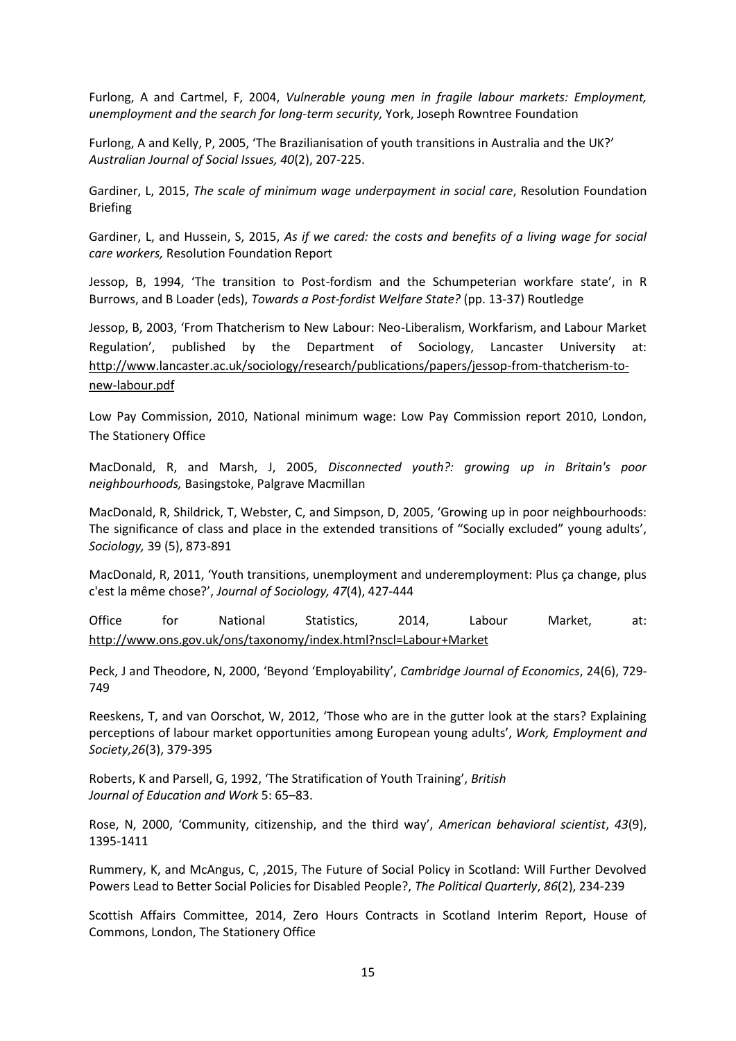Furlong, A and Cartmel, F, 2004, *Vulnerable young men in fragile labour markets: Employment, unemployment and the search for long-term security,* York, Joseph Rowntree Foundation

Furlong, A and Kelly, P, 2005, 'The Brazilianisation of youth transitions in Australia and the UK?' *Australian Journal of Social Issues, 40*(2), 207-225.

Gardiner, L, 2015, *The scale of minimum wage underpayment in social care*, Resolution Foundation Briefing

Gardiner, L, and Hussein, S, 2015, *As if we cared: the costs and benefits of a living wage for social care workers,* Resolution Foundation Report

Jessop, B, 1994, 'The transition to Post-fordism and the Schumpeterian workfare state', in R Burrows, and B Loader (eds), *Towards a Post-fordist Welfare State?* (pp. 13-37) Routledge

Jessop, B, 2003, 'From Thatcherism to New Labour: Neo-Liberalism, Workfarism, and Labour Market Regulation', published by the Department of Sociology, Lancaster University at: http://www.lancaster.ac.uk/sociology/research/publications/papers/jessop-from-thatcherism-to-new-labour.pdf

Low Pay Commission, 2010, National minimum wage: Low Pay Commission report 2010, London, The Stationery Office

MacDonald, R, and Marsh, J, 2005, *Disconnected youth?: growing up in Britain's poor neighbourhoods,* Basingstoke, Palgrave Macmillan

MacDonald, R, Shildrick, T, Webster, C, and Simpson, D, 2005, 'Growing up in poor neighbourhoods: The significance of class and place in the extended transitions of "Socially excluded" young adults', *Sociology,* 39 (5), 873-891

MacDonald, R, 2011, 'Youth transitions, unemployment and underemployment: Plus ça change, plus c'est la même chose?', *Journal of Sociology, 47*(4), 427-444

Office for National Statistics, 2014, Labour Market, at: http://www.ons.gov.uk/ons/taxonomy/index.html?nscl=Labour+Market

Peck, J and Theodore, N, 2000, 'Beyond 'Employability', *Cambridge Journal of Economics*, 24(6), 729-749

Reeskens, T, and van Oorschot, W, 2012, 'Those who are in the gutter look at the stars? Explaining perceptions of labour market opportunities among European young adults', *Work, Employment and Society,26*(3), 379-395

Roberts, K and Parsell, G, 1992, 'The Stratification of Youth Training', *British Journal of Education and Work* 5: 65–83.

Rose, N, 2000, 'Community, citizenship, and the third way', *American behavioral scientist*, *43*(9), 1395-1411

Rummery, K, and McAngus, C, ,2015, The Future of Social Policy in Scotland: Will Further Devolved Powers Lead to Better Social Policies for Disabled People?, *The Political Quarterly*, *86*(2), 234-239

Scottish Affairs Committee, 2014, Zero Hours Contracts in Scotland Interim Report, House of Commons, London, The Stationery Office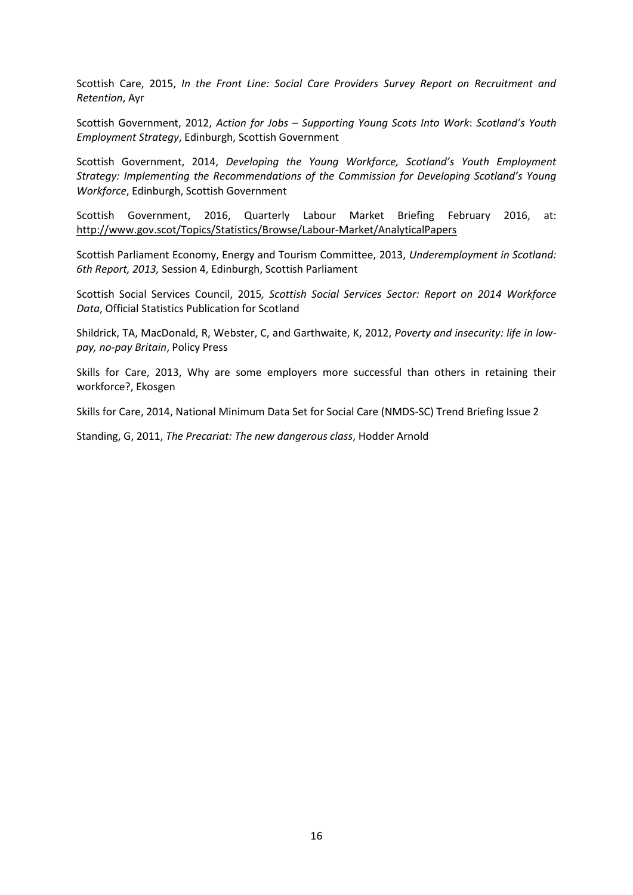Scottish Care, 2015, *In the Front Line: Social Care Providers Survey Report on Recruitment and Retention*, Ayr

Scottish Government, 2012, *Action for Jobs – Supporting Young Scots Into Work*: *Scotland's Youth Employment Strategy*, Edinburgh, Scottish Government

Scottish Government, 2014, *Developing the Young Workforce, Scotland's Youth Employment Strategy: Implementing the Recommendations of the Commission for Developing Scotland's Young Workforce*, Edinburgh, Scottish Government

Scottish Government, 2016, Quarterly Labour Market Briefing February 2016, at: http://www.gov.scot/Topics/Statistics/Browse/Labour-Market/AnalyticalPapers

Scottish Parliament Economy, Energy and Tourism Committee, 2013, *Underemployment in Scotland: 6th Report, 2013,* Session 4, Edinburgh, Scottish Parliament

Scottish Social Services Council, 2015*, Scottish Social Services Sector: Report on 2014 Workforce Data*, Official Statistics Publication for Scotland

Shildrick, TA, MacDonald, R, Webster, C, and Garthwaite, K, 2012, *Poverty and insecurity: life in low-pay, no-pay Britain*, Policy Press

Skills for Care, 2013, Why are some employers more successful than others in retaining their workforce?, Ekosgen

Skills for Care, 2014, National Minimum Data Set for Social Care (NMDS-SC) Trend Briefing Issue 2

Standing, G, 2011, *The Precariat: The new dangerous class*, Hodder Arnold